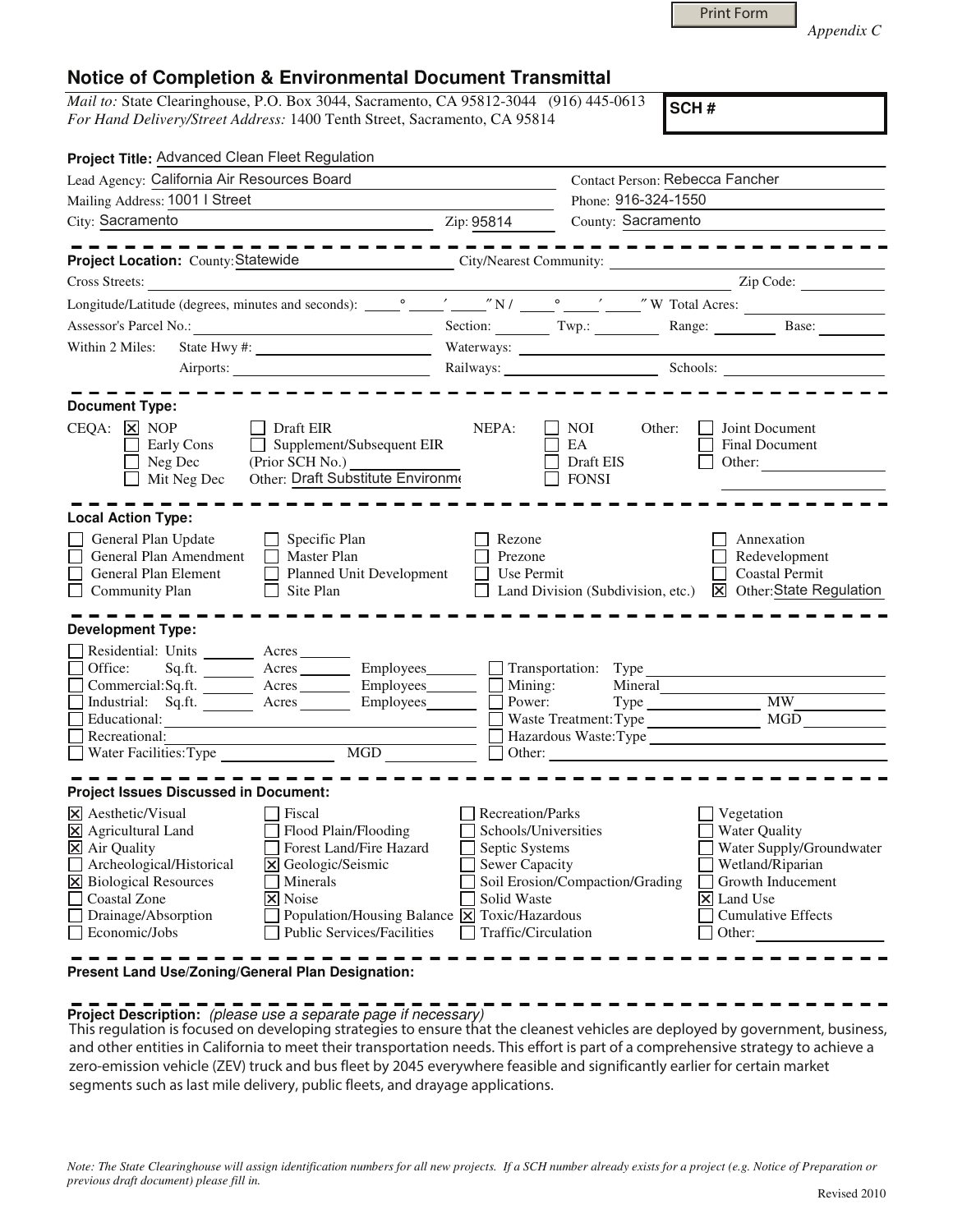Print Form

*Appendix C*

# Notice of Completion & Environmental Document Transmittal

*Mail to:* State Clearinghouse, P.O. Box 3044, Sacramento, CA 95812-3044 (916) 445-0613
*For Hand Delivery/Street Address:* 1400 Tenth Street, Sacramento, CA 95814

**SCH #**

**Project Title:** Advanced Clean Fleet Regulation

Lead Agency: California Air Resources Board
Contact Person: Rebecca Fancher

Mailing Address: 1001 I Street
Phone: 916-324-1550

City: Sacramento
Zip: 95814
County: Sacramento

**Project Location:** County: Statewide
City/Nearest Community:

Cross Streets:
Zip Code:

Longitude/Latitude (degrees, minutes and seconds): \_\_\_° \_\_\_′ \_\_\_″ N / \_\_\_° \_\_\_′ \_\_\_″ W Total Acres:

Assessor's Parcel No.:
Section: Twp.: Range: Base:

Within 2 Miles: State Hwy #: Waterways:

Airports: Railways: Schools:

**Document Type:**

CEQA:
- [x] NOP
- [ ] Early Cons
- [ ] Neg Dec
- [ ] Mit Neg Dec
- [ ] Draft EIR
- [ ] Supplement/Subsequent EIR (Prior SCH No.)
- Other: Draft Substitute Environme

NEPA:
- [ ] NOI
- [ ] EA
- [ ] Draft EIS
- [ ] FONSI

Other:
- [ ] Joint Document
- [ ] Final Document
- [ ] Other:

**Local Action Type:**

- [ ] General Plan Update
- [ ] General Plan Amendment
- [ ] General Plan Element
- [ ] Community Plan
- [ ] Specific Plan
- [ ] Master Plan
- [ ] Planned Unit Development
- [ ] Site Plan
- [ ] Rezone
- [ ] Prezone
- [ ] Use Permit
- [ ] Land Division (Subdivision, etc.)
- [ ] Annexation
- [ ] Redevelopment
- [ ] Coastal Permit
- [x] Other: State Regulation

**Development Type:**

- [ ] Residential: Units \_\_\_ Acres \_\_\_
- [ ] Office: Sq.ft. \_\_\_ Acres \_\_\_ Employees \_\_\_
- [ ] Commercial: Sq.ft. \_\_\_ Acres \_\_\_ Employees \_\_\_
- [ ] Industrial: Sq.ft. \_\_\_ Acres \_\_\_ Employees \_\_\_
- [ ] Educational:
- [ ] Recreational:
- [ ] Water Facilities: Type \_\_\_ MGD \_\_\_
- [ ] Transportation: Type
- [ ] Mining: Mineral
- [ ] Power: Type \_\_\_ MW
- [ ] Waste Treatment: Type \_\_\_ MGD
- [ ] Hazardous Waste: Type
- [ ] Other:

**Project Issues Discussed in Document:**

- [x] Aesthetic/Visual
- [x] Agricultural Land
- [x] Air Quality
- [ ] Archeological/Historical
- [x] Biological Resources
- [ ] Coastal Zone
- [ ] Drainage/Absorption
- [ ] Economic/Jobs
- [ ] Fiscal
- [ ] Flood Plain/Flooding
- [ ] Forest Land/Fire Hazard
- [x] Geologic/Seismic
- [ ] Minerals
- [x] Noise
- [ ] Population/Housing Balance
- [ ] Public Services/Facilities
- [ ] Recreation/Parks
- [ ] Schools/Universities
- [ ] Septic Systems
- [ ] Sewer Capacity
- [ ] Soil Erosion/Compaction/Grading
- [ ] Solid Waste
- [x] Toxic/Hazardous
- [ ] Traffic/Circulation
- [ ] Vegetation
- [ ] Water Quality
- [ ] Water Supply/Groundwater
- [ ] Wetland/Riparian
- [ ] Growth Inducement
- [x] Land Use
- [ ] Cumulative Effects
- [ ] Other:

**Present Land Use/Zoning/General Plan Designation:**

**Project Description:** *(please use a separate page if necessary)*
This regulation is focused on developing strategies to ensure that the cleanest vehicles are deployed by government, business, and other entities in California to meet their transportation needs. This effort is part of a comprehensive strategy to achieve a zero-emission vehicle (ZEV) truck and bus fleet by 2045 everywhere feasible and significantly earlier for certain market segments such as last mile delivery, public fleets, and drayage applications.

*Note: The State Clearinghouse will assign identification numbers for all new projects. If a SCH number already exists for a project (e.g. Notice of Preparation or previous draft document) please fill in.*

Revised 2010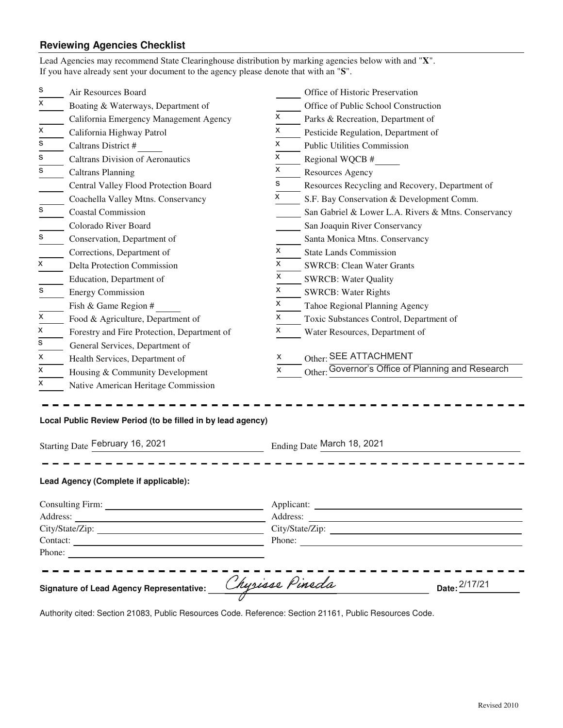## Reviewing Agencies Checklist

Lead Agencies may recommend State Clearinghouse distribution by marking agencies below with and "**X**".
If you have already sent your document to the agency please denote that with an "**S**".

| | | | |
|---|---|---|---|
| S | Air Resources Board | | Office of Historic Preservation |
| X | Boating & Waterways, Department of | | Office of Public School Construction |
| | California Emergency Management Agency | X | Parks & Recreation, Department of |
| X | California Highway Patrol | X | Pesticide Regulation, Department of |
| S | Caltrans District # ____ | X | Public Utilities Commission |
| S | Caltrans Division of Aeronautics | X | Regional WQCB # ____ |
| S | Caltrans Planning | X | Resources Agency |
| | Central Valley Flood Protection Board | S | Resources Recycling and Recovery, Department of |
| | Coachella Valley Mtns. Conservancy | X | S.F. Bay Conservation & Development Comm. |
| S | Coastal Commission | | San Gabriel & Lower L.A. Rivers & Mtns. Conservancy |
| | Colorado River Board | | San Joaquin River Conservancy |
| S | Conservation, Department of | | Santa Monica Mtns. Conservancy |
| | Corrections, Department of | X | State Lands Commission |
| X | Delta Protection Commission | X | SWRCB: Clean Water Grants |
| | Education, Department of | X | SWRCB: Water Quality |
| S | Energy Commission | X | SWRCB: Water Rights |
| | Fish & Game Region # ____ | X | Tahoe Regional Planning Agency |
| X | Food & Agriculture, Department of | X | Toxic Substances Control, Department of |
| X | Forestry and Fire Protection, Department of | X | Water Resources, Department of |
| S | General Services, Department of | | |
| X | Health Services, Department of | X | Other: SEE ATTACHMENT |
| X | Housing & Community Development | X | Other: Governor's Office of Planning and Research |
| X | Native American Heritage Commission | | |

---

**Local Public Review Period (to be filled in by lead agency)**

Starting Date February 16, 2021    Ending Date March 18, 2021

---

**Lead Agency (Complete if applicable):**

| | |
|---|---|
| Consulting Firm: | Applicant: |
| Address: | Address: |
| City/State/Zip: | City/State/Zip: |
| Contact: | Phone: |
| Phone: | |

---

**Signature of Lead Agency Representative:** Chyrisse Pineda    **Date:** 2/17/21

Authority cited: Section 21083, Public Resources Code. Reference: Section 21161, Public Resources Code.

Revised 2010